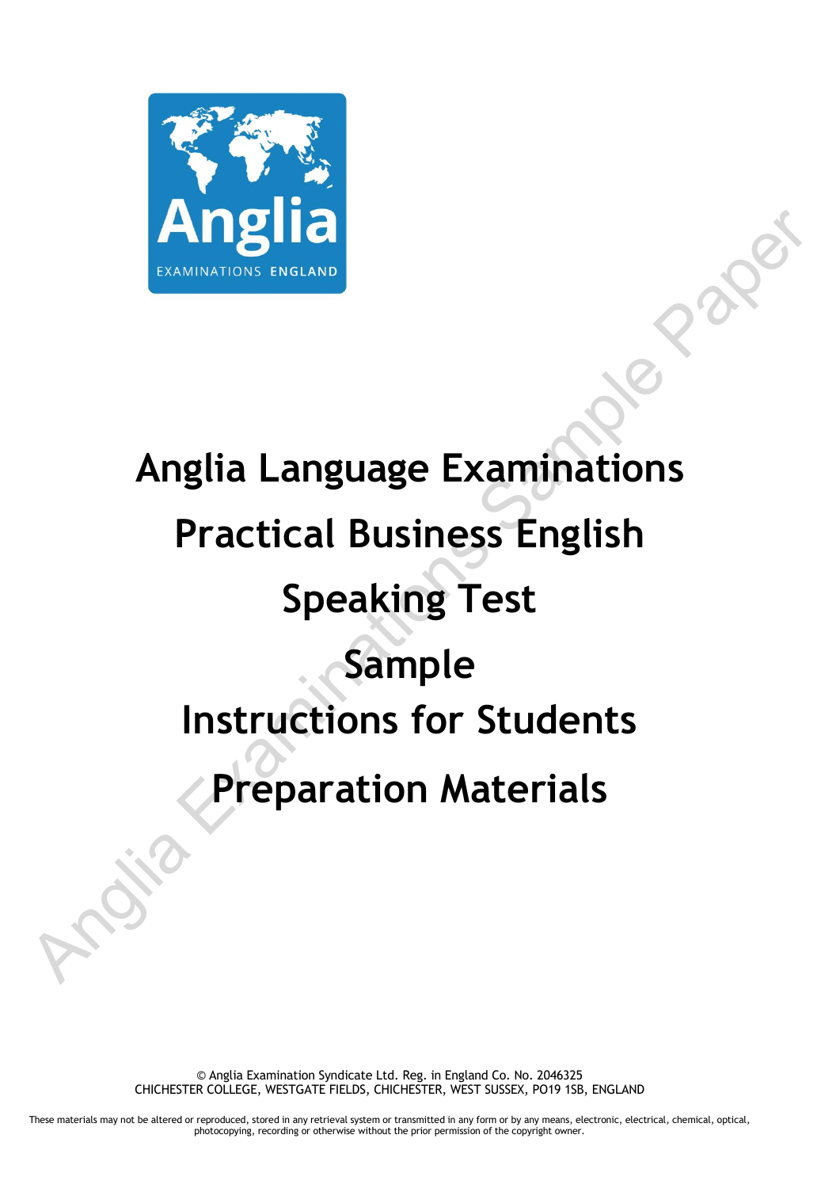# Anglia Language Examinations

# Practical Business English

# Speaking Test

# Sample

# Instructions for Students

# Preparation Materials

© Anglia Examination Syndicate Ltd. Reg. in England Co. No. 2046325
CHICHESTER COLLEGE, WESTGATE FIELDS, CHICHESTER, WEST SUSSEX, PO19 1SB, ENGLAND

These materials may not be altered or reproduced, stored in any retrieval system or transmitted in any form or by any means, electronic, electrical, chemical, optical, photocopying, recording or otherwise without the prior permission of the copyright owner.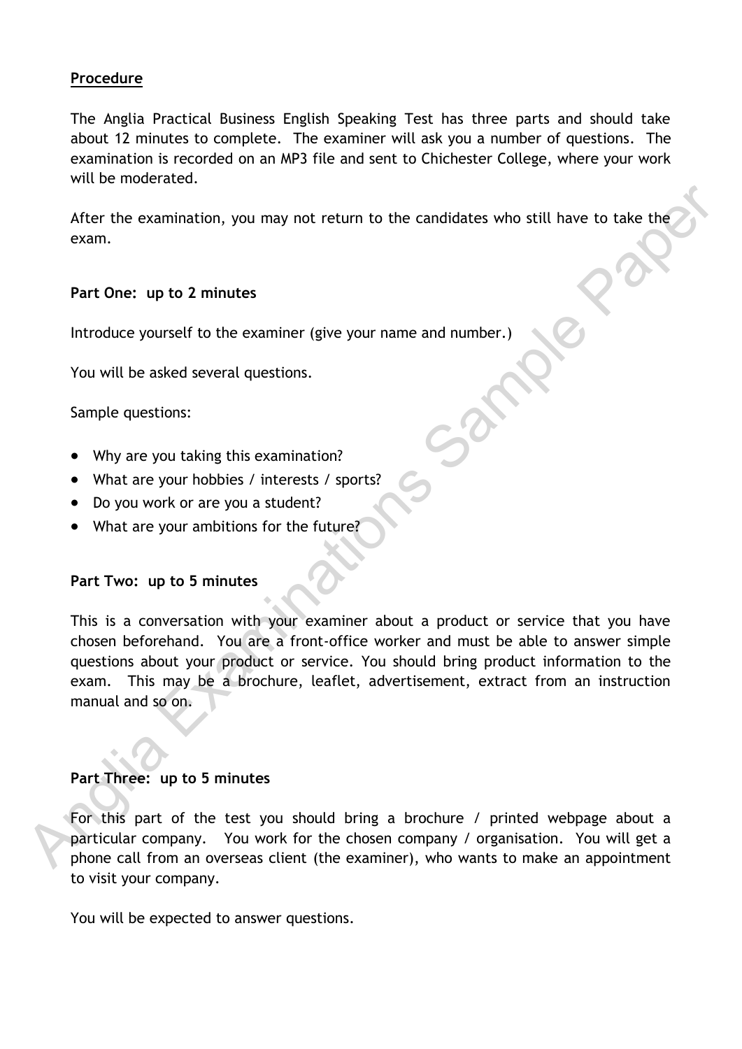**Procedure**

The Anglia Practical Business English Speaking Test has three parts and should take about 12 minutes to complete. The examiner will ask you a number of questions. The examination is recorded on an MP3 file and sent to Chichester College, where your work will be moderated.

After the examination, you may not return to the candidates who still have to take the exam.

**Part One: up to 2 minutes**

Introduce yourself to the examiner (give your name and number.)

You will be asked several questions.

Sample questions:

- Why are you taking this examination?
- What are your hobbies / interests / sports?
- Do you work or are you a student?
- What are your ambitions for the future?

**Part Two: up to 5 minutes**

This is a conversation with your examiner about a product or service that you have chosen beforehand. You are a front-office worker and must be able to answer simple questions about your product or service. You should bring product information to the exam. This may be a brochure, leaflet, advertisement, extract from an instruction manual and so on.

**Part Three: up to 5 minutes**

For this part of the test you should bring a brochure / printed webpage about a particular company. You work for the chosen company / organisation. You will get a phone call from an overseas client (the examiner), who wants to make an appointment to visit your company.

You will be expected to answer questions.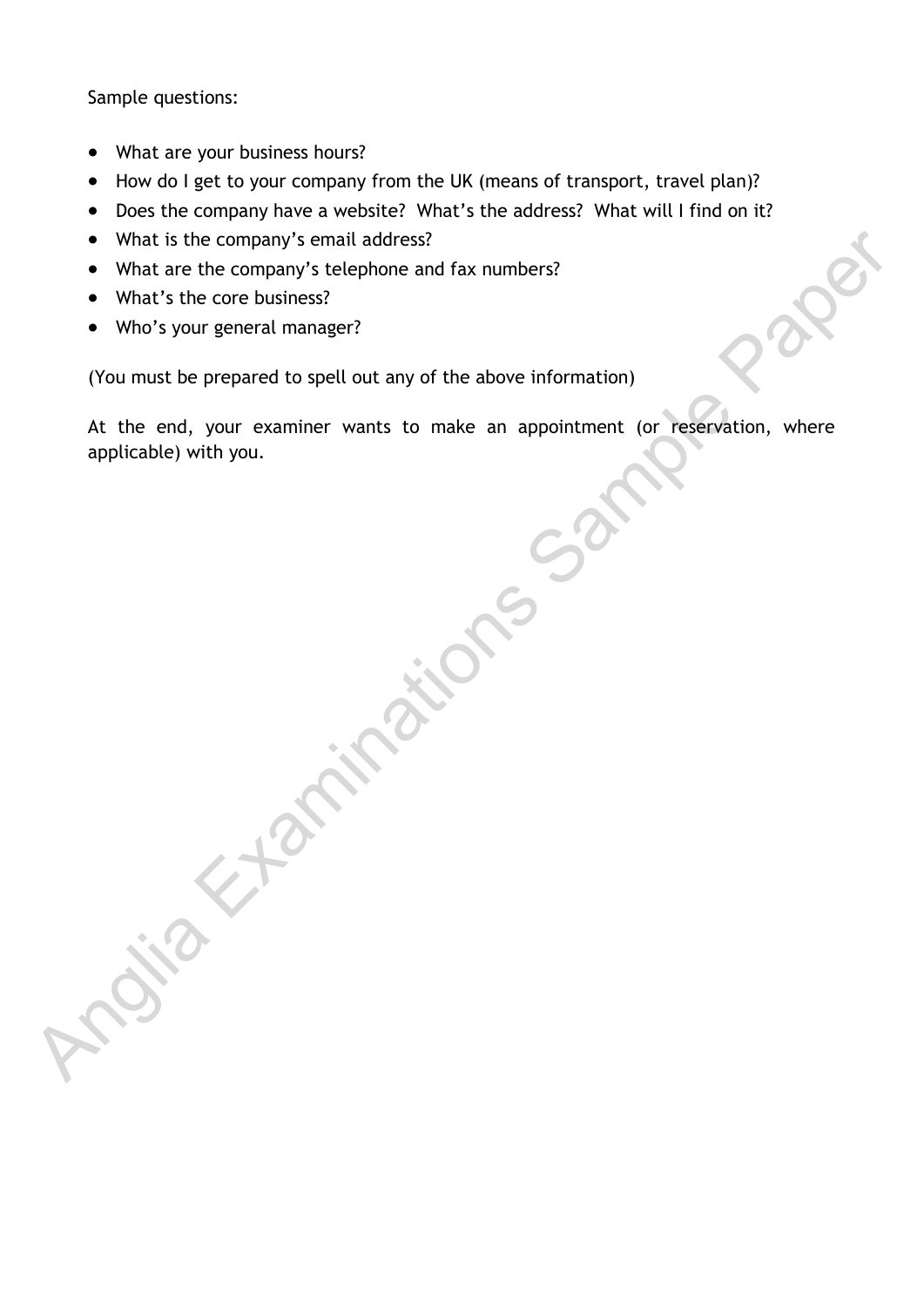Sample questions:

- What are your business hours?
- How do I get to your company from the UK (means of transport, travel plan)?
- Does the company have a website? What's the address? What will I find on it?
- What is the company's email address?
- What are the company's telephone and fax numbers?
- What's the core business?
- Who's your general manager?

(You must be prepared to spell out any of the above information)

At the end, your examiner wants to make an appointment (or reservation, where applicable) with you.